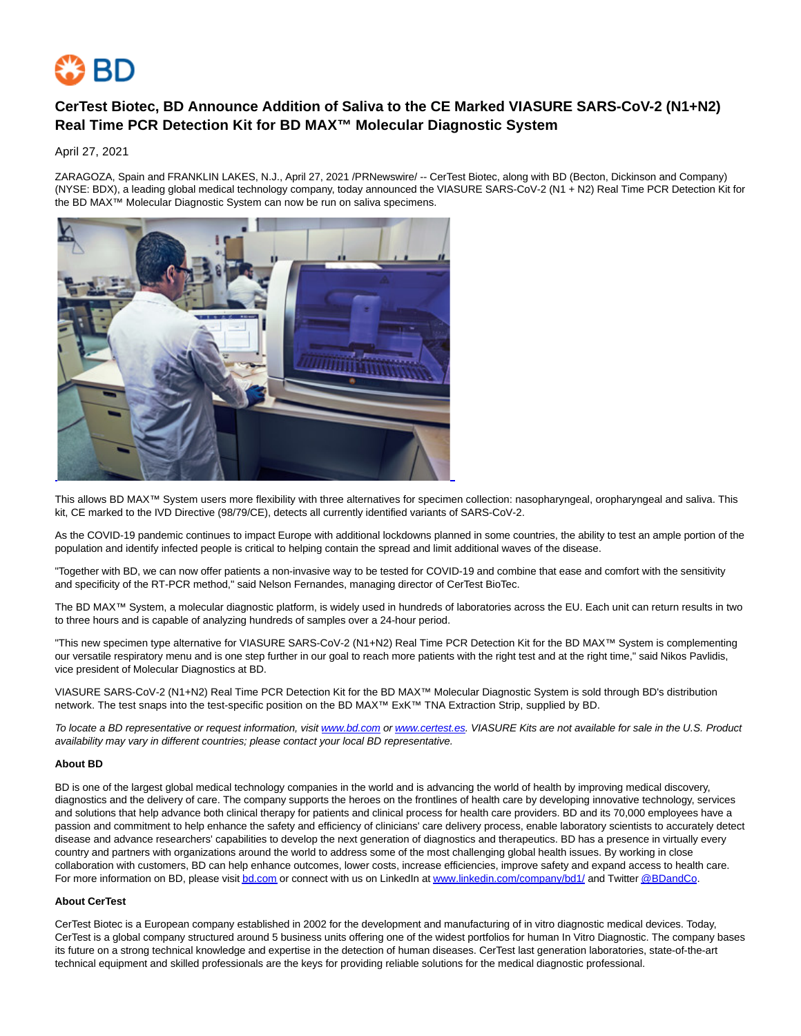# CerTest Biotec, BD Announce Addition of Saliva to the CE Marked VIASURE SARS-CoV-2 (N1+N2) Real Time PCR Detection Kit for BD MAX™ Molecular Diagnostic System

April 27, 2021

ZARAGOZA, Spain and FRANKLIN LAKES, N.J., April 27, 2021 /PRNewswire/ -- CerTest Biotec, along with BD (Becton, Dickinson and Company) (NYSE: BDX), a leading global medical technology company, today announced the VIASURE SARS-CoV-2 (N1 + N2) Real Time PCR Detection Kit for the BD MAX™ Molecular Diagnostic System can now be run on saliva specimens.

This allows BD MAX™ System users more flexibility with three alternatives for specimen collection: nasopharyngeal, oropharyngeal and saliva. This kit, CE marked to the IVD Directive (98/79/CE), detects all currently identified variants of SARS-CoV-2.

As the COVID-19 pandemic continues to impact Europe with additional lockdowns planned in some countries, the ability to test an ample portion of the population and identify infected people is critical to helping contain the spread and limit additional waves of the disease.

"Together with BD, we can now offer patients a non-invasive way to be tested for COVID-19 and combine that ease and comfort with the sensitivity and specificity of the RT-PCR method," said Nelson Fernandes, managing director of CerTest BioTec.

The BD MAX™ System, a molecular diagnostic platform, is widely used in hundreds of laboratories across the EU. Each unit can return results in two to three hours and is capable of analyzing hundreds of samples over a 24-hour period.

"This new specimen type alternative for VIASURE SARS-CoV-2 (N1+N2) Real Time PCR Detection Kit for the BD MAX™ System is complementing our versatile respiratory menu and is one step further in our goal to reach more patients with the right test and at the right time," said Nikos Pavlidis, vice president of Molecular Diagnostics at BD.

VIASURE SARS-CoV-2 (N1+N2) Real Time PCR Detection Kit for the BD MAX™ Molecular Diagnostic System is sold through BD's distribution network. The test snaps into the test-specific position on the BD MAX™ ExK™ TNA Extraction Strip, supplied by BD.

*To locate a BD representative or request information, visit www.bd.com or www.certest.es. VIASURE Kits are not available for sale in the U.S. Product availability may vary in different countries; please contact your local BD representative.*

**About BD**

BD is one of the largest global medical technology companies in the world and is advancing the world of health by improving medical discovery, diagnostics and the delivery of care. The company supports the heroes on the frontlines of health care by developing innovative technology, services and solutions that help advance both clinical therapy for patients and clinical process for health care providers. BD and its 70,000 employees have a passion and commitment to help enhance the safety and efficiency of clinicians' care delivery process, enable laboratory scientists to accurately detect disease and advance researchers' capabilities to develop the next generation of diagnostics and therapeutics. BD has a presence in virtually every country and partners with organizations around the world to address some of the most challenging global health issues. By working in close collaboration with customers, BD can help enhance outcomes, lower costs, increase efficiencies, improve safety and expand access to health care. For more information on BD, please visit bd.com or connect with us on LinkedIn at www.linkedin.com/company/bd1/ and Twitter @BDandCo.

**About CerTest**

CerTest Biotec is a European company established in 2002 for the development and manufacturing of in vitro diagnostic medical devices. Today, CerTest is a global company structured around 5 business units offering one of the widest portfolios for human In Vitro Diagnostic. The company bases its future on a strong technical knowledge and expertise in the detection of human diseases. CerTest last generation laboratories, state-of-the-art technical equipment and skilled professionals are the keys for providing reliable solutions for the medical diagnostic professional.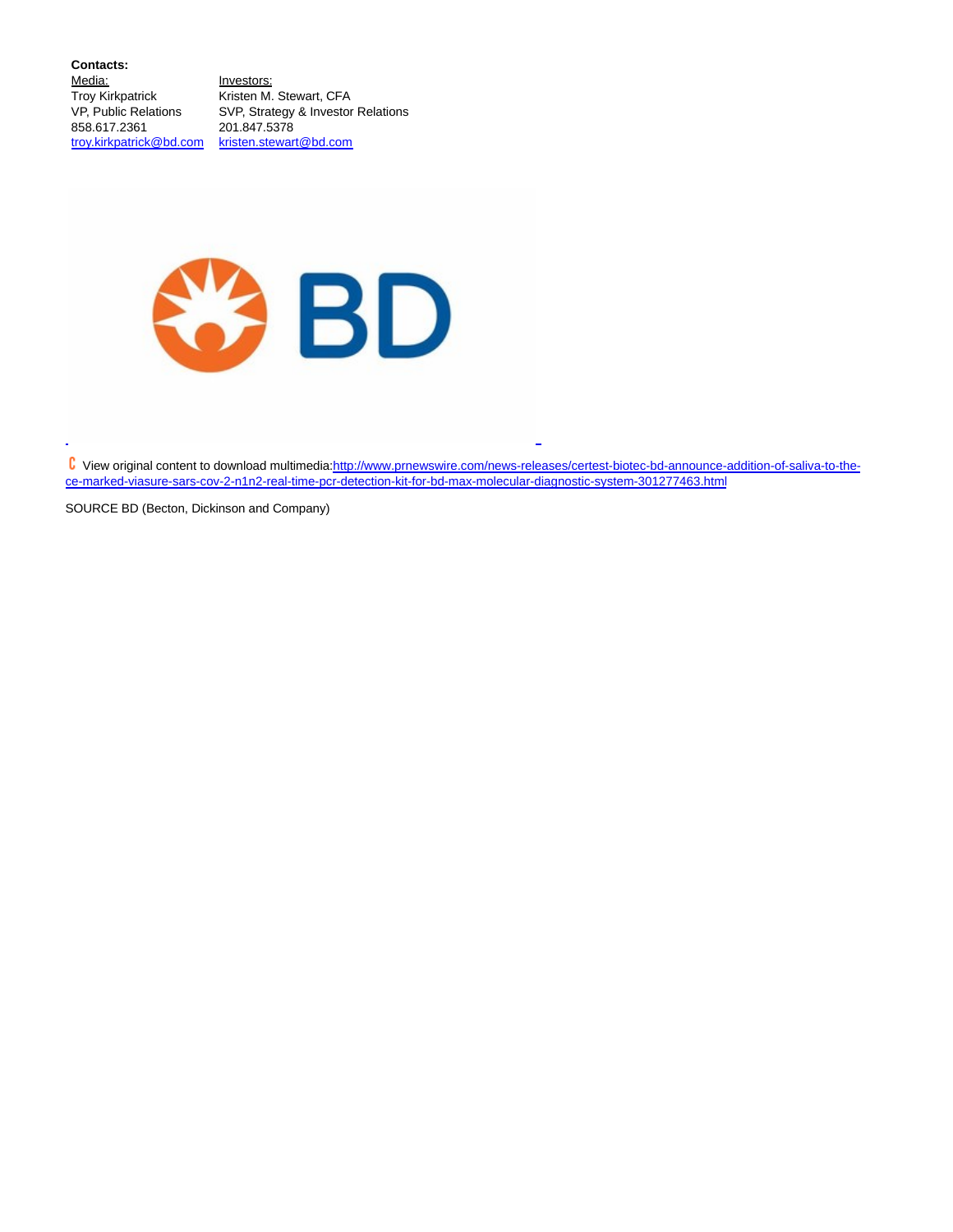**Contacts:**

| Media: | Investors: |
|---|---|
| Troy Kirkpatrick | Kristen M. Stewart, CFA |
| VP, Public Relations | SVP, Strategy & Investor Relations |
| 858.617.2361 | 201.847.5378 |
| troy.kirkpatrick@bd.com | kristen.stewart@bd.com |

View original content to download multimedia:http://www.prnewswire.com/news-releases/certest-biotec-bd-announce-addition-of-saliva-to-the-ce-marked-viasure-sars-cov-2-n1n2-real-time-pcr-detection-kit-for-bd-max-molecular-diagnostic-system-301277463.html

SOURCE BD (Becton, Dickinson and Company)